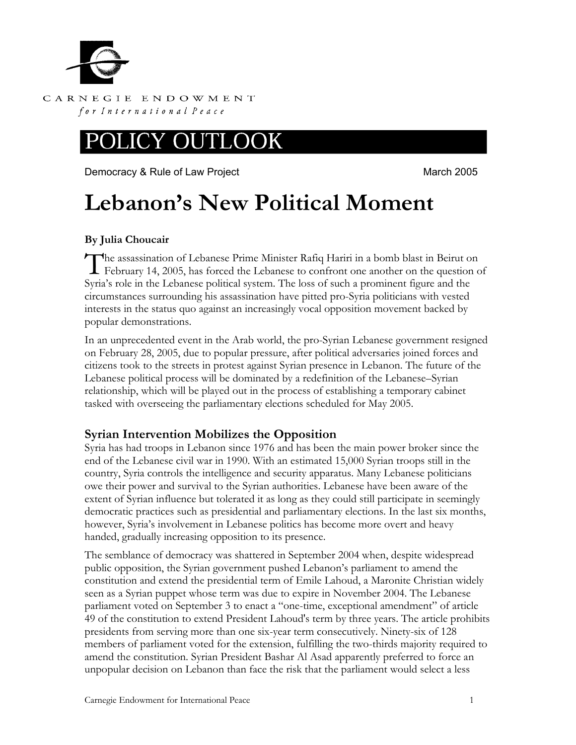CARNEGIE ENDOWMENT

*for International Peace*

# POLICY OUTLOOK

Democracy & Rule of Law Project March 2005

# Lebanon's New Political Moment

**By Julia Choucair**

The assassination of Lebanese Prime Minister Rafiq Hariri in a bomb blast in Beirut on February 14, 2005, has forced the Lebanese to confront one another on the question of Syria's role in the Lebanese political system. The loss of such a prominent figure and the circumstances surrounding his assassination have pitted pro-Syria politicians with vested interests in the status quo against an increasingly vocal opposition movement backed by popular demonstrations.

In an unprecedented event in the Arab world, the pro-Syrian Lebanese government resigned on February 28, 2005, due to popular pressure, after political adversaries joined forces and citizens took to the streets in protest against Syrian presence in Lebanon. The future of the Lebanese political process will be dominated by a redefinition of the Lebanese–Syrian relationship, which will be played out in the process of establishing a temporary cabinet tasked with overseeing the parliamentary elections scheduled for May 2005.

## Syrian Intervention Mobilizes the Opposition

Syria has had troops in Lebanon since 1976 and has been the main power broker since the end of the Lebanese civil war in 1990. With an estimated 15,000 Syrian troops still in the country, Syria controls the intelligence and security apparatus. Many Lebanese politicians owe their power and survival to the Syrian authorities. Lebanese have been aware of the extent of Syrian influence but tolerated it as long as they could still participate in seemingly democratic practices such as presidential and parliamentary elections. In the last six months, however, Syria's involvement in Lebanese politics has become more overt and heavy handed, gradually increasing opposition to its presence.

The semblance of democracy was shattered in September 2004 when, despite widespread public opposition, the Syrian government pushed Lebanon's parliament to amend the constitution and extend the presidential term of Emile Lahoud, a Maronite Christian widely seen as a Syrian puppet whose term was due to expire in November 2004. The Lebanese parliament voted on September 3 to enact a "one-time, exceptional amendment" of article 49 of the constitution to extend President Lahoud's term by three years. The article prohibits presidents from serving more than one six-year term consecutively. Ninety-six of 128 members of parliament voted for the extension, fulfilling the two-thirds majority required to amend the constitution. Syrian President Bashar Al Asad apparently preferred to force an unpopular decision on Lebanon than face the risk that the parliament would select a less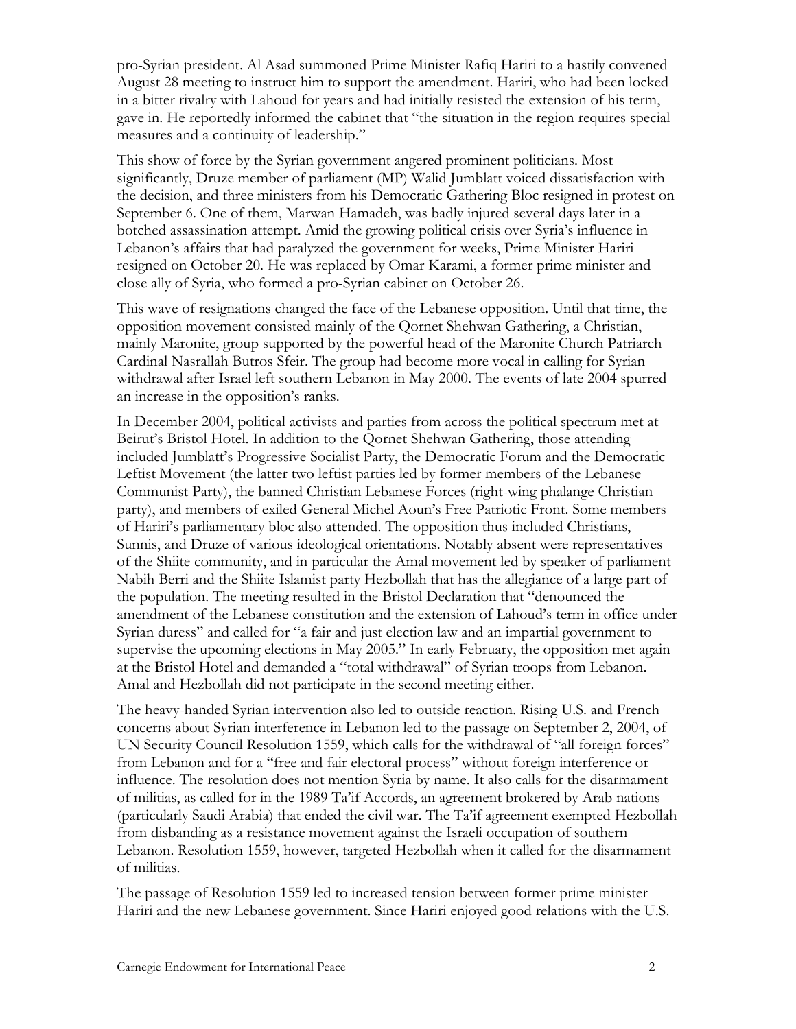pro-Syrian president. Al Asad summoned Prime Minister Rafiq Hariri to a hastily convened August 28 meeting to instruct him to support the amendment. Hariri, who had been locked in a bitter rivalry with Lahoud for years and had initially resisted the extension of his term, gave in. He reportedly informed the cabinet that "the situation in the region requires special measures and a continuity of leadership."

This show of force by the Syrian government angered prominent politicians. Most significantly, Druze member of parliament (MP) Walid Jumblatt voiced dissatisfaction with the decision, and three ministers from his Democratic Gathering Bloc resigned in protest on September 6. One of them, Marwan Hamadeh, was badly injured several days later in a botched assassination attempt. Amid the growing political crisis over Syria's influence in Lebanon's affairs that had paralyzed the government for weeks, Prime Minister Hariri resigned on October 20. He was replaced by Omar Karami, a former prime minister and close ally of Syria, who formed a pro-Syrian cabinet on October 26.

This wave of resignations changed the face of the Lebanese opposition. Until that time, the opposition movement consisted mainly of the Qornet Shehwan Gathering, a Christian, mainly Maronite, group supported by the powerful head of the Maronite Church Patriarch Cardinal Nasrallah Butros Sfeir. The group had become more vocal in calling for Syrian withdrawal after Israel left southern Lebanon in May 2000. The events of late 2004 spurred an increase in the opposition's ranks.

In December 2004, political activists and parties from across the political spectrum met at Beirut's Bristol Hotel. In addition to the Qornet Shehwan Gathering, those attending included Jumblatt's Progressive Socialist Party, the Democratic Forum and the Democratic Leftist Movement (the latter two leftist parties led by former members of the Lebanese Communist Party), the banned Christian Lebanese Forces (right-wing phalange Christian party), and members of exiled General Michel Aoun's Free Patriotic Front. Some members of Hariri's parliamentary bloc also attended. The opposition thus included Christians, Sunnis, and Druze of various ideological orientations. Notably absent were representatives of the Shiite community, and in particular the Amal movement led by speaker of parliament Nabih Berri and the Shiite Islamist party Hezbollah that has the allegiance of a large part of the population. The meeting resulted in the Bristol Declaration that "denounced the amendment of the Lebanese constitution and the extension of Lahoud's term in office under Syrian duress" and called for "a fair and just election law and an impartial government to supervise the upcoming elections in May 2005." In early February, the opposition met again at the Bristol Hotel and demanded a "total withdrawal" of Syrian troops from Lebanon. Amal and Hezbollah did not participate in the second meeting either.

The heavy-handed Syrian intervention also led to outside reaction. Rising U.S. and French concerns about Syrian interference in Lebanon led to the passage on September 2, 2004, of UN Security Council Resolution 1559, which calls for the withdrawal of "all foreign forces" from Lebanon and for a "free and fair electoral process" without foreign interference or influence. The resolution does not mention Syria by name. It also calls for the disarmament of militias, as called for in the 1989 Ta'if Accords, an agreement brokered by Arab nations (particularly Saudi Arabia) that ended the civil war. The Ta'if agreement exempted Hezbollah from disbanding as a resistance movement against the Israeli occupation of southern Lebanon. Resolution 1559, however, targeted Hezbollah when it called for the disarmament of militias.

The passage of Resolution 1559 led to increased tension between former prime minister Hariri and the new Lebanese government. Since Hariri enjoyed good relations with the U.S.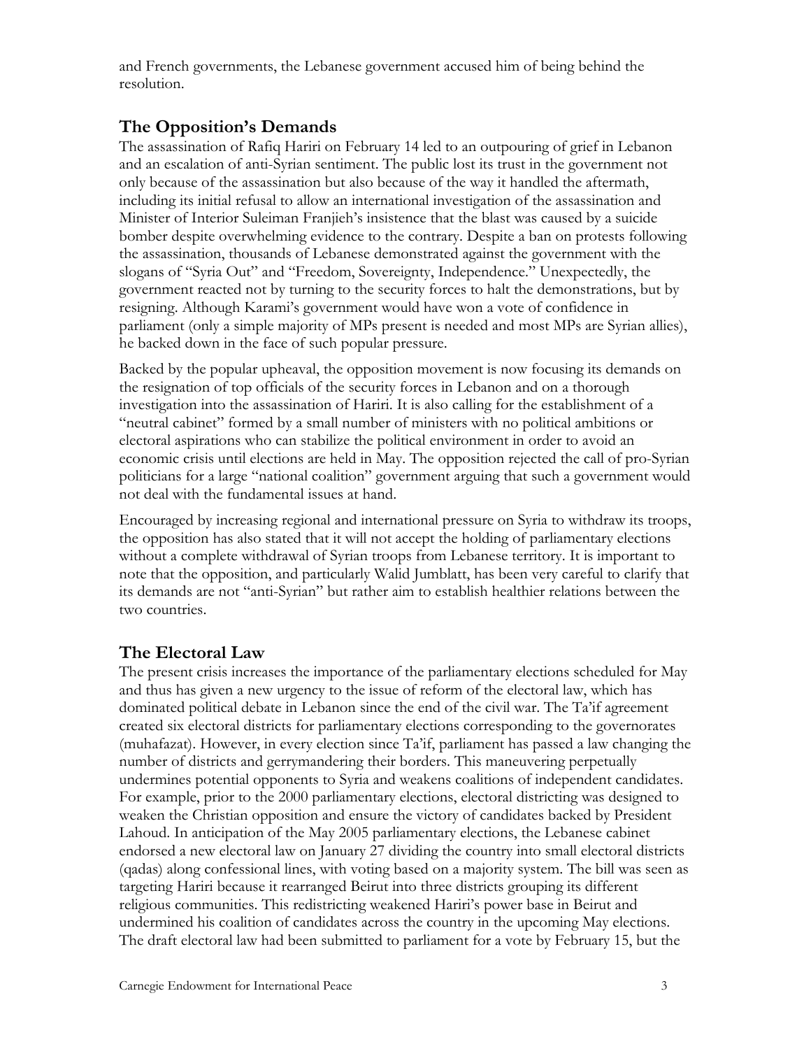and French governments, the Lebanese government accused him of being behind the resolution.

## The Opposition's Demands

The assassination of Rafiq Hariri on February 14 led to an outpouring of grief in Lebanon and an escalation of anti-Syrian sentiment. The public lost its trust in the government not only because of the assassination but also because of the way it handled the aftermath, including its initial refusal to allow an international investigation of the assassination and Minister of Interior Suleiman Franjieh's insistence that the blast was caused by a suicide bomber despite overwhelming evidence to the contrary. Despite a ban on protests following the assassination, thousands of Lebanese demonstrated against the government with the slogans of "Syria Out" and "Freedom, Sovereignty, Independence." Unexpectedly, the government reacted not by turning to the security forces to halt the demonstrations, but by resigning. Although Karami's government would have won a vote of confidence in parliament (only a simple majority of MPs present is needed and most MPs are Syrian allies), he backed down in the face of such popular pressure.

Backed by the popular upheaval, the opposition movement is now focusing its demands on the resignation of top officials of the security forces in Lebanon and on a thorough investigation into the assassination of Hariri. It is also calling for the establishment of a "neutral cabinet" formed by a small number of ministers with no political ambitions or electoral aspirations who can stabilize the political environment in order to avoid an economic crisis until elections are held in May. The opposition rejected the call of pro-Syrian politicians for a large "national coalition" government arguing that such a government would not deal with the fundamental issues at hand.

Encouraged by increasing regional and international pressure on Syria to withdraw its troops, the opposition has also stated that it will not accept the holding of parliamentary elections without a complete withdrawal of Syrian troops from Lebanese territory. It is important to note that the opposition, and particularly Walid Jumblatt, has been very careful to clarify that its demands are not "anti-Syrian" but rather aim to establish healthier relations between the two countries.

## The Electoral Law

The present crisis increases the importance of the parliamentary elections scheduled for May and thus has given a new urgency to the issue of reform of the electoral law, which has dominated political debate in Lebanon since the end of the civil war. The Ta'if agreement created six electoral districts for parliamentary elections corresponding to the governorates (muhafazat). However, in every election since Ta'if, parliament has passed a law changing the number of districts and gerrymandering their borders. This maneuvering perpetually undermines potential opponents to Syria and weakens coalitions of independent candidates. For example, prior to the 2000 parliamentary elections, electoral districting was designed to weaken the Christian opposition and ensure the victory of candidates backed by President Lahoud. In anticipation of the May 2005 parliamentary elections, the Lebanese cabinet endorsed a new electoral law on January 27 dividing the country into small electoral districts (qadas) along confessional lines, with voting based on a majority system. The bill was seen as targeting Hariri because it rearranged Beirut into three districts grouping its different religious communities. This redistricting weakened Hariri's power base in Beirut and undermined his coalition of candidates across the country in the upcoming May elections. The draft electoral law had been submitted to parliament for a vote by February 15, but the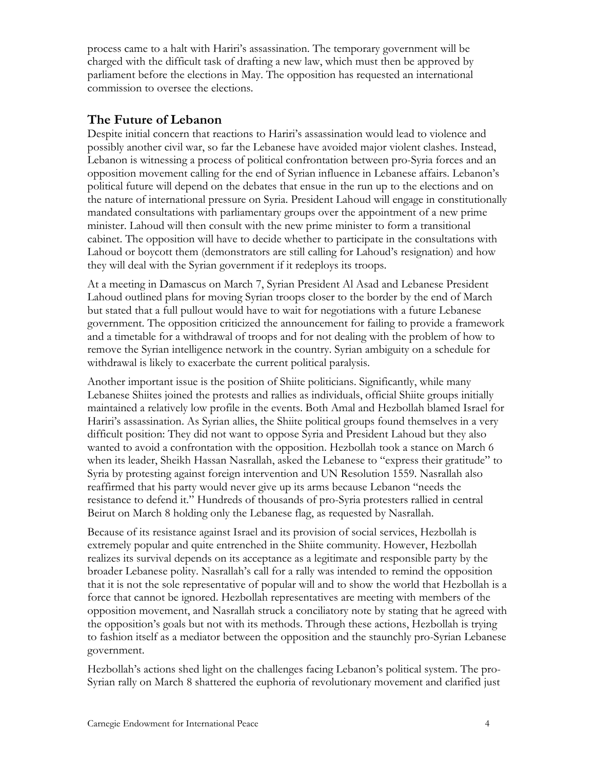process came to a halt with Hariri's assassination. The temporary government will be charged with the difficult task of drafting a new law, which must then be approved by parliament before the elections in May. The opposition has requested an international commission to oversee the elections.

## The Future of Lebanon

Despite initial concern that reactions to Hariri's assassination would lead to violence and possibly another civil war, so far the Lebanese have avoided major violent clashes. Instead, Lebanon is witnessing a process of political confrontation between pro-Syria forces and an opposition movement calling for the end of Syrian influence in Lebanese affairs. Lebanon's political future will depend on the debates that ensue in the run up to the elections and on the nature of international pressure on Syria. President Lahoud will engage in constitutionally mandated consultations with parliamentary groups over the appointment of a new prime minister. Lahoud will then consult with the new prime minister to form a transitional cabinet. The opposition will have to decide whether to participate in the consultations with Lahoud or boycott them (demonstrators are still calling for Lahoud's resignation) and how they will deal with the Syrian government if it redeploys its troops.

At a meeting in Damascus on March 7, Syrian President Al Asad and Lebanese President Lahoud outlined plans for moving Syrian troops closer to the border by the end of March but stated that a full pullout would have to wait for negotiations with a future Lebanese government. The opposition criticized the announcement for failing to provide a framework and a timetable for a withdrawal of troops and for not dealing with the problem of how to remove the Syrian intelligence network in the country. Syrian ambiguity on a schedule for withdrawal is likely to exacerbate the current political paralysis.

Another important issue is the position of Shiite politicians. Significantly, while many Lebanese Shiites joined the protests and rallies as individuals, official Shiite groups initially maintained a relatively low profile in the events. Both Amal and Hezbollah blamed Israel for Hariri's assassination. As Syrian allies, the Shiite political groups found themselves in a very difficult position: They did not want to oppose Syria and President Lahoud but they also wanted to avoid a confrontation with the opposition. Hezbollah took a stance on March 6 when its leader, Sheikh Hassan Nasrallah, asked the Lebanese to "express their gratitude" to Syria by protesting against foreign intervention and UN Resolution 1559. Nasrallah also reaffirmed that his party would never give up its arms because Lebanon "needs the resistance to defend it." Hundreds of thousands of pro-Syria protesters rallied in central Beirut on March 8 holding only the Lebanese flag, as requested by Nasrallah.

Because of its resistance against Israel and its provision of social services, Hezbollah is extremely popular and quite entrenched in the Shiite community. However, Hezbollah realizes its survival depends on its acceptance as a legitimate and responsible party by the broader Lebanese polity. Nasrallah's call for a rally was intended to remind the opposition that it is not the sole representative of popular will and to show the world that Hezbollah is a force that cannot be ignored. Hezbollah representatives are meeting with members of the opposition movement, and Nasrallah struck a conciliatory note by stating that he agreed with the opposition's goals but not with its methods. Through these actions, Hezbollah is trying to fashion itself as a mediator between the opposition and the staunchly pro-Syrian Lebanese government.

Hezbollah's actions shed light on the challenges facing Lebanon's political system. The pro-Syrian rally on March 8 shattered the euphoria of revolutionary movement and clarified just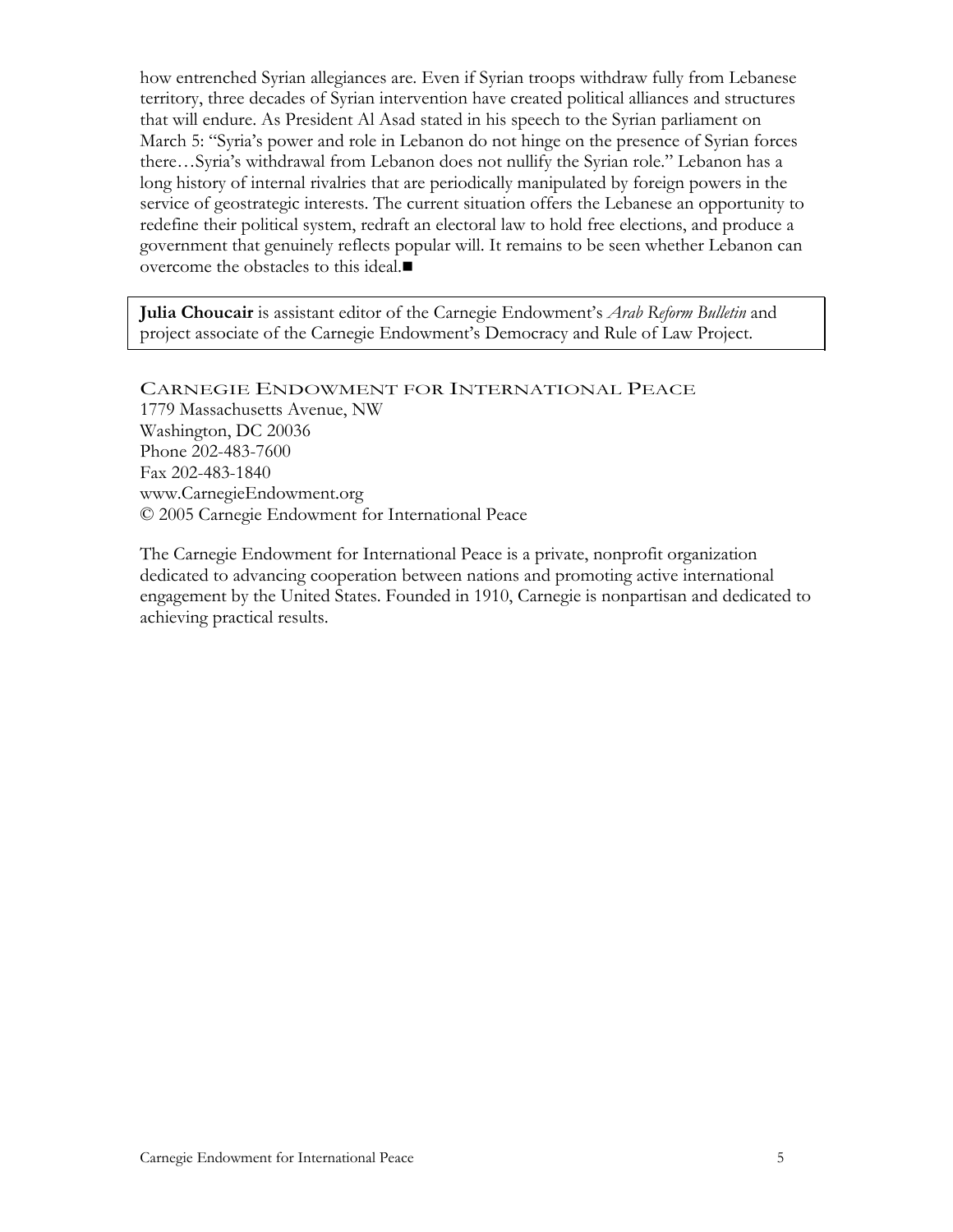how entrenched Syrian allegiances are. Even if Syrian troops withdraw fully from Lebanese territory, three decades of Syrian intervention have created political alliances and structures that will endure. As President Al Asad stated in his speech to the Syrian parliament on March 5: "Syria's power and role in Lebanon do not hinge on the presence of Syrian forces there…Syria's withdrawal from Lebanon does not nullify the Syrian role." Lebanon has a long history of internal rivalries that are periodically manipulated by foreign powers in the service of geostrategic interests. The current situation offers the Lebanese an opportunity to redefine their political system, redraft an electoral law to hold free elections, and produce a government that genuinely reflects popular will. It remains to be seen whether Lebanon can overcome the obstacles to this ideal.■

**Julia Choucair** is assistant editor of the Carnegie Endowment's *Arab Reform Bulletin* and project associate of the Carnegie Endowment's Democracy and Rule of Law Project.

CARNEGIE ENDOWMENT FOR INTERNATIONAL PEACE
1779 Massachusetts Avenue, NW
Washington, DC 20036
Phone 202-483-7600
Fax 202-483-1840
www.CarnegieEndowment.org
© 2005 Carnegie Endowment for International Peace

The Carnegie Endowment for International Peace is a private, nonprofit organization dedicated to advancing cooperation between nations and promoting active international engagement by the United States. Founded in 1910, Carnegie is nonpartisan and dedicated to achieving practical results.